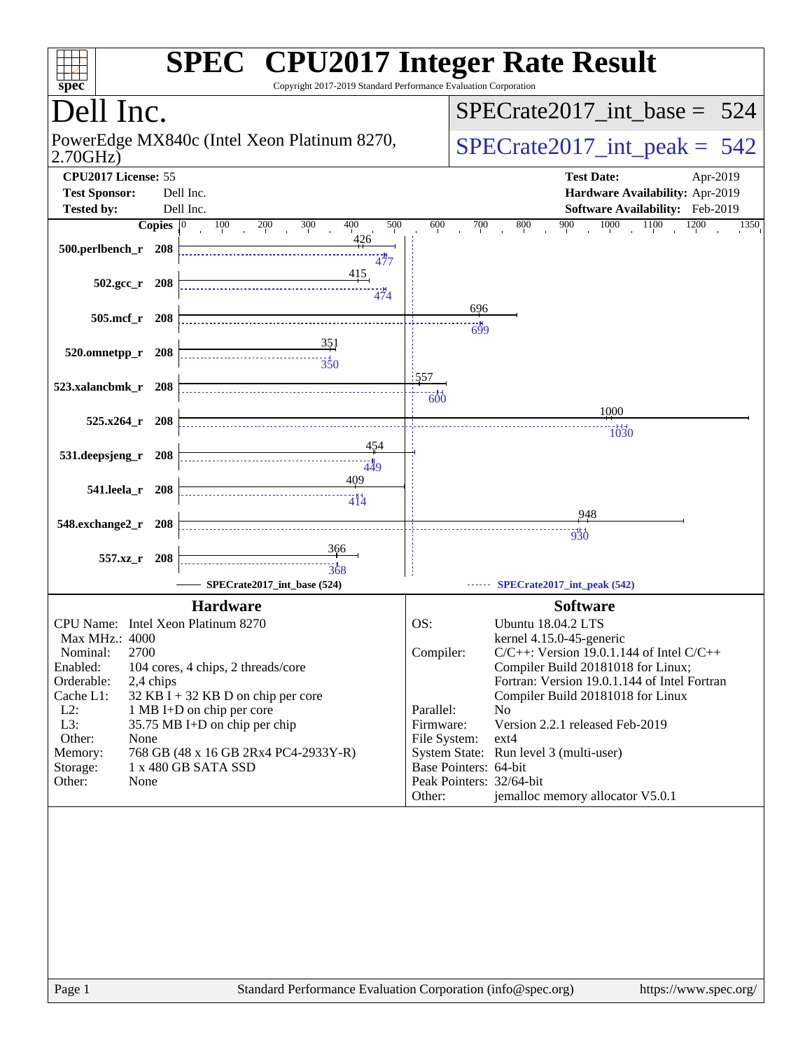# SPEC CPU2017 Integer Rate Result

Copyright 2017-2019 Standard Performance Evaluation Corporation

## Dell Inc.

PowerEdge MX840c (Intel Xeon Platinum 8270, 2.70GHz)

SPECrate2017_int_base = 524

SPECrate2017_int_peak = 542

| | | | |
|---|---|---|---|
| **CPU2017 License:** | 55 | **Test Date:** | Apr-2019 |
| **Test Sponsor:** | Dell Inc. | **Hardware Availability:** | Apr-2019 |
| **Tested by:** | Dell Inc. | **Software Availability:** | Feb-2019 |

| Benchmark | Copies | Base | Peak |
|---|---|---|---|
| 500.perlbench_r | 208 | 426 | 477 |
| 502.gcc_r | 208 | 415 | 474 |
| 505.mcf_r | 208 | 696 | 699 |
| 520.omnetpp_r | 208 | 351 | 350 |
| 523.xalancbmk_r | 208 | 557 | 600 |
| 525.x264_r | 208 | 1000 | 1030 |
| 531.deepsjeng_r | 208 | 454 | 449 |
| 541.leela_r | 208 | 409 | 414 |
| 548.exchange2_r | 208 | 948 | 930 |
| 557.xz_r | 208 | 366 | 368 |

SPECrate2017_int_base (524) —— SPECrate2017_int_peak (542)

### Hardware

| | |
|---|---|
| CPU Name: | Intel Xeon Platinum 8270 |
| Max MHz.: | 4000 |
| Nominal: | 2700 |
| Enabled: | 104 cores, 4 chips, 2 threads/core |
| Orderable: | 2,4 chips |
| Cache L1: | 32 KB I + 32 KB D on chip per core |
| L2: | 1 MB I+D on chip per core |
| L3: | 35.75 MB I+D on chip per chip |
| Other: | None |
| Memory: | 768 GB (48 x 16 GB 2Rx4 PC4-2933Y-R) |
| Storage: | 1 x 480 GB SATA SSD |
| Other: | None |

### Software

| | |
|---|---|
| OS: | Ubuntu 18.04.2 LTS kernel 4.15.0-45-generic |
| Compiler: | C/C++: Version 19.0.1.144 of Intel C/C++ Compiler Build 20181018 for Linux; Fortran: Version 19.0.1.144 of Intel Fortran Compiler Build 20181018 for Linux |
| Parallel: | No |
| Firmware: | Version 2.2.1 released Feb-2019 |
| File System: | ext4 |
| System State: | Run level 3 (multi-user) |
| Base Pointers: | 64-bit |
| Peak Pointers: | 32/64-bit |
| Other: | jemalloc memory allocator V5.0.1 |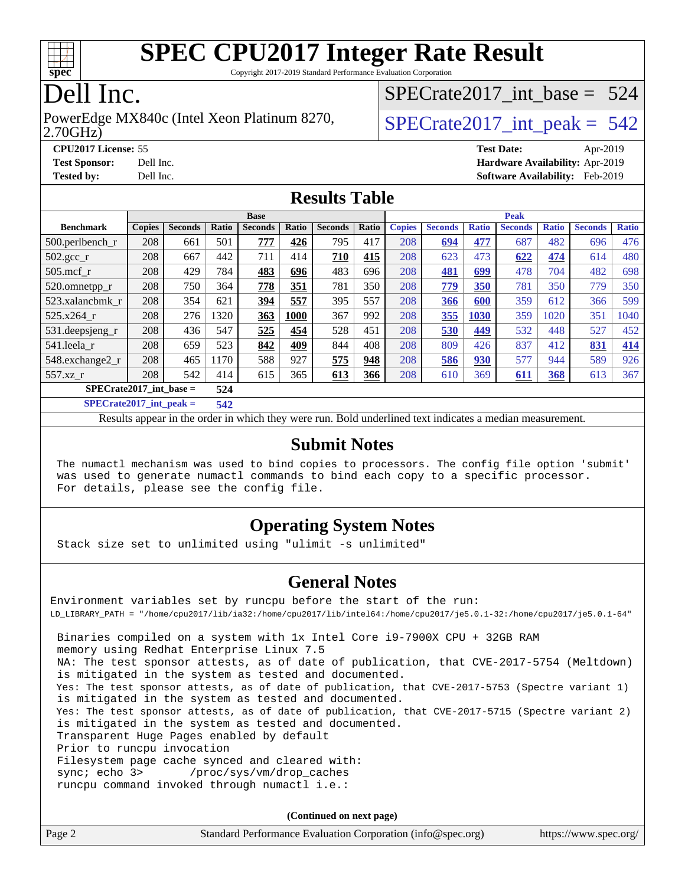# SPEC CPU2017 Integer Rate Result

Copyright 2017-2019 Standard Performance Evaluation Corporation

# Dell Inc.

PowerEdge MX840c (Intel Xeon Platinum 8270, 2.70GHz)

SPECrate2017_int_base = 524

SPECrate2017_int_peak = 542

**CPU2017 License:** 55
**Test Sponsor:** Dell Inc.
**Tested by:** Dell Inc.

**Test Date:** Apr-2019
**Hardware Availability:** Apr-2019
**Software Availability:** Feb-2019

## Results Table

| | Base | | | | | | | Peak | | | | | | |
|---|---|---|---|---|---|---|---|---|---|---|---|---|---|---|
| **Benchmark** | **Copies** | **Seconds** | **Ratio** | **Seconds** | **Ratio** | **Seconds** | **Ratio** | **Copies** | **Seconds** | **Ratio** | **Seconds** | **Ratio** | **Seconds** | **Ratio** |
| 500.perlbench_r | 208 | 661 | 501 | **777** | **426** | 795 | 417 | 208 | **694** | **477** | 687 | 482 | 696 | 476 |
| 502.gcc_r | 208 | 667 | 442 | 711 | 414 | **710** | **415** | 208 | 623 | 473 | **622** | **474** | 614 | 480 |
| 505.mcf_r | 208 | 429 | 784 | **483** | **696** | 483 | 696 | 208 | **481** | **699** | 478 | 704 | 482 | 698 |
| 520.omnetpp_r | 208 | 750 | 364 | **778** | **351** | 781 | 350 | 208 | **779** | **350** | 781 | 350 | 779 | 350 |
| 523.xalancbmk_r | 208 | 354 | 621 | **394** | **557** | 395 | 557 | 208 | **366** | **600** | 359 | 612 | 366 | 599 |
| 525.x264_r | 208 | 276 | 1320 | **363** | **1000** | 367 | 992 | 208 | **355** | **1030** | 359 | 1020 | 351 | 1040 |
| 531.deepsjeng_r | 208 | 436 | 547 | **525** | **454** | 528 | 451 | 208 | **530** | **449** | 532 | 448 | 527 | 452 |
| 541.leela_r | 208 | 659 | 523 | **842** | **409** | 844 | 408 | 208 | 809 | 426 | 837 | 412 | **831** | **414** |
| 548.exchange2_r | 208 | 465 | 1170 | 588 | 927 | **575** | **948** | 208 | **586** | **930** | 577 | 944 | 589 | 926 |
| 557.xz_r | 208 | 542 | 414 | 615 | 365 | **613** | **366** | 208 | 610 | 369 | **611** | **368** | 613 | 367 |

**SPECrate2017_int_base = 524**

**SPECrate2017_int_peak = 542**

Results appear in the order in which they were run. Bold underlined text indicates a median measurement.

## Submit Notes

```
The numactl mechanism was used to bind copies to processors. The config file option 'submit'
was used to generate numactl commands to bind each copy to a specific processor.
For details, please see the config file.
```

## Operating System Notes

```
Stack size set to unlimited using "ulimit -s unlimited"
```

## General Notes

```
Environment variables set by runcpu before the start of the run:
LD_LIBRARY_PATH = "/home/cpu2017/lib/ia32:/home/cpu2017/lib/intel64:/home/cpu2017/je5.0.1-32:/home/cpu2017/je5.0.1-64"

Binaries compiled on a system with 1x Intel Core i9-7900X CPU + 32GB RAM
memory using Redhat Enterprise Linux 7.5
NA: The test sponsor attests, as of date of publication, that CVE-2017-5754 (Meltdown)
is mitigated in the system as tested and documented.
Yes: The test sponsor attests, as of date of publication, that CVE-2017-5753 (Spectre variant 1)
is mitigated in the system as tested and documented.
Yes: The test sponsor attests, as of date of publication, that CVE-2017-5715 (Spectre variant 2)
is mitigated in the system as tested and documented.
Transparent Huge Pages enabled by default
Prior to runcpu invocation
Filesystem page cache synced and cleared with:
sync; echo 3>       /proc/sys/vm/drop_caches
runcpu command invoked through numactl i.e.:
```

(Continued on next page)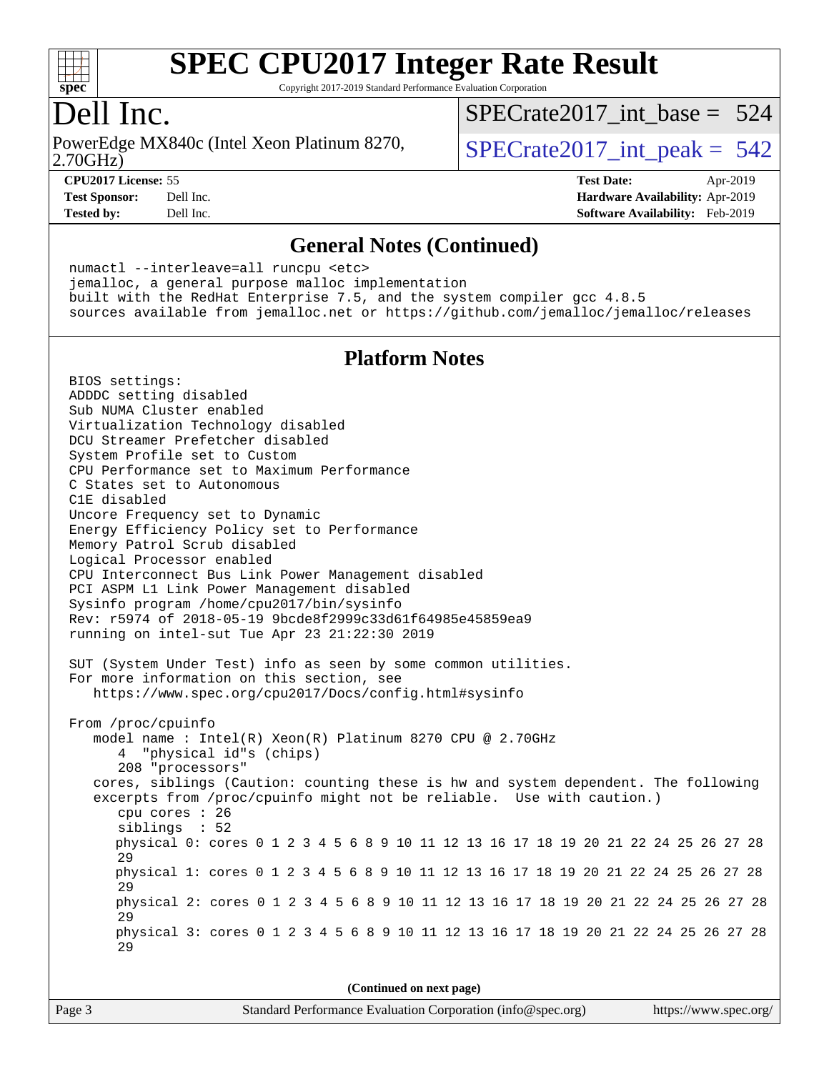# SPEC CPU2017 Integer Rate Result

Copyright 2017-2019 Standard Performance Evaluation Corporation

## Dell Inc.

PowerEdge MX840c (Intel Xeon Platinum 8270, 2.70GHz)

SPECrate2017_int_base = 524

SPECrate2017_int_peak = 542

**CPU2017 License:** 55
**Test Sponsor:** Dell Inc.
**Tested by:** Dell Inc.

**Test Date:** Apr-2019
**Hardware Availability:** Apr-2019
**Software Availability:** Feb-2019

## General Notes (Continued)

```
numactl --interleave=all runcpu <etc>
jemalloc, a general purpose malloc implementation
built with the RedHat Enterprise 7.5, and the system compiler gcc 4.8.5
sources available from jemalloc.net or https://github.com/jemalloc/jemalloc/releases
```

## Platform Notes

```
BIOS settings:
ADDDC setting disabled
Sub NUMA Cluster enabled
Virtualization Technology disabled
DCU Streamer Prefetcher disabled
System Profile set to Custom
CPU Performance set to Maximum Performance
C States set to Autonomous
C1E disabled
Uncore Frequency set to Dynamic
Energy Efficiency Policy set to Performance
Memory Patrol Scrub disabled
Logical Processor enabled
CPU Interconnect Bus Link Power Management disabled
PCI ASPM L1 Link Power Management disabled
Sysinfo program /home/cpu2017/bin/sysinfo
Rev: r5974 of 2018-05-19 9bcde8f2999c33d61f64985e45859ea9
running on intel-sut Tue Apr 23 21:22:30 2019

SUT (System Under Test) info as seen by some common utilities.
For more information on this section, see
   https://www.spec.org/cpu2017/Docs/config.html#sysinfo

From /proc/cpuinfo
   model name : Intel(R) Xeon(R) Platinum 8270 CPU @ 2.70GHz
      4  "physical id"s (chips)
      208 "processors"
   cores, siblings (Caution: counting these is hw and system dependent. The following
   excerpts from /proc/cpuinfo might not be reliable.  Use with caution.)
      cpu cores : 26
      siblings  : 52
      physical 0: cores 0 1 2 3 4 5 6 8 9 10 11 12 13 16 17 18 19 20 21 22 24 25 26 27 28
      29
      physical 1: cores 0 1 2 3 4 5 6 8 9 10 11 12 13 16 17 18 19 20 21 22 24 25 26 27 28
      29
      physical 2: cores 0 1 2 3 4 5 6 8 9 10 11 12 13 16 17 18 19 20 21 22 24 25 26 27 28
      29
      physical 3: cores 0 1 2 3 4 5 6 8 9 10 11 12 13 16 17 18 19 20 21 22 24 25 26 27 28
      29
```

(Continued on next page)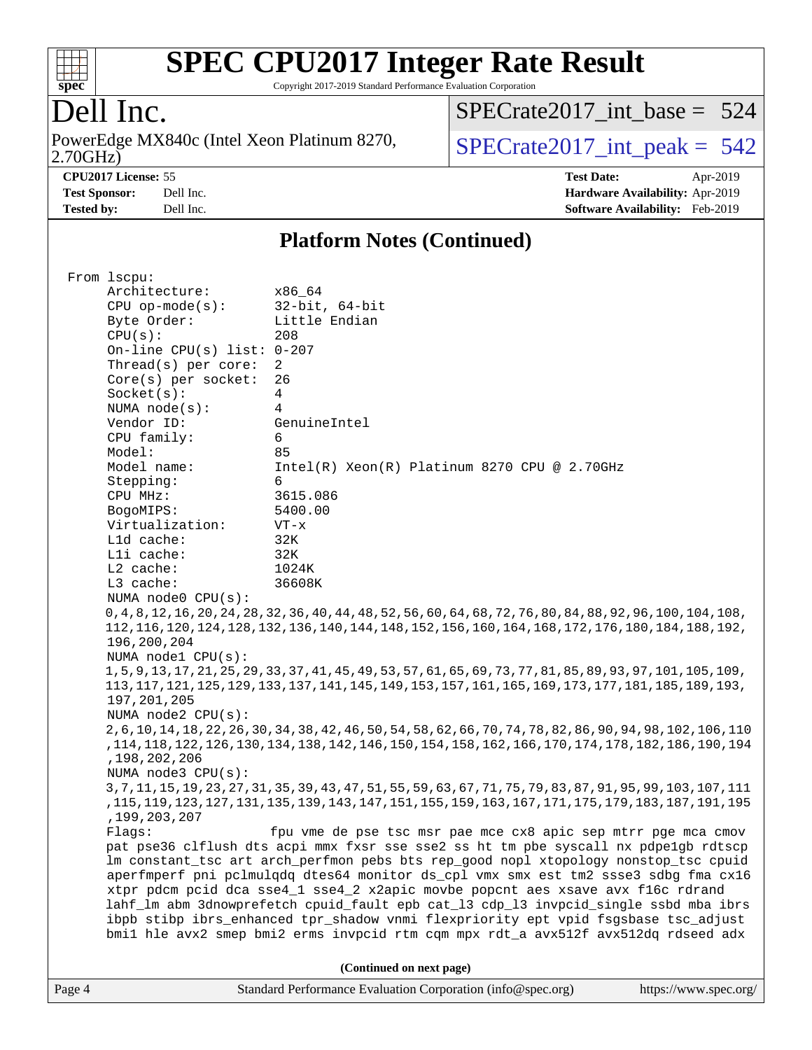# SPEC CPU2017 Integer Rate Result

Copyright 2017-2019 Standard Performance Evaluation Corporation

## Dell Inc.

PowerEdge MX840c (Intel Xeon Platinum 8270, 2.70GHz)

SPECrate2017_int_base = 524

SPECrate2017_int_peak = 542

**CPU2017 License:** 55
**Test Sponsor:** Dell Inc.
**Tested by:** Dell Inc.

**Test Date:** Apr-2019
**Hardware Availability:** Apr-2019
**Software Availability:** Feb-2019

## Platform Notes (Continued)

```
From lscpu:
     Architecture:        x86_64
     CPU op-mode(s):      32-bit, 64-bit
     Byte Order:          Little Endian
     CPU(s):              208
     On-line CPU(s) list: 0-207
     Thread(s) per core:  2
     Core(s) per socket:  26
     Socket(s):           4
     NUMA node(s):        4
     Vendor ID:           GenuineIntel
     CPU family:          6
     Model:               85
     Model name:          Intel(R) Xeon(R) Platinum 8270 CPU @ 2.70GHz
     Stepping:            6
     CPU MHz:             3615.086
     BogoMIPS:            5400.00
     Virtualization:      VT-x
     L1d cache:           32K
     L1i cache:           32K
     L2 cache:            1024K
     L3 cache:            36608K
     NUMA node0 CPU(s):
     0,4,8,12,16,20,24,28,32,36,40,44,48,52,56,60,64,68,72,76,80,84,88,92,96,100,104,108,
     112,116,120,124,128,132,136,140,144,148,152,156,160,164,168,172,176,180,184,188,192,
     196,200,204
     NUMA node1 CPU(s):
     1,5,9,13,17,21,25,29,33,37,41,45,49,53,57,61,65,69,73,77,81,85,89,93,97,101,105,109,
     113,117,121,125,129,133,137,141,145,149,153,157,161,165,169,173,177,181,185,189,193,
     197,201,205
     NUMA node2 CPU(s):
     2,6,10,14,18,22,26,30,34,38,42,46,50,54,58,62,66,70,74,78,82,86,90,94,98,102,106,110
     ,114,118,122,126,130,134,138,142,146,150,154,158,162,166,170,174,178,182,186,190,194
     ,198,202,206
     NUMA node3 CPU(s):
     3,7,11,15,19,23,27,31,35,39,43,47,51,55,59,63,67,71,75,79,83,87,91,95,99,103,107,111
     ,115,119,123,127,131,135,139,143,147,151,155,159,163,167,171,175,179,183,187,191,195
     ,199,203,207
     Flags:               fpu vme de pse tsc msr pae mce cx8 apic sep mtrr pge mca cmov
     pat pse36 clflush dts acpi mmx fxsr sse sse2 ss ht tm pbe syscall nx pdpe1gb rdtscp
     lm constant_tsc art arch_perfmon pebs bts rep_good nopl xtopology nonstop_tsc cpuid
     aperfmperf pni pclmulqdq dtes64 monitor ds_cpl vmx smx est tm2 ssse3 sdbg fma cx16
     xtpr pdcm pcid dca sse4_1 sse4_2 x2apic movbe popcnt aes xsave avx f16c rdrand
     lahf_lm abm 3dnowprefetch cpuid_fault epb cat_l3 cdp_l3 invpcid_single ssbd mba ibrs
     ibpb stibp ibrs_enhanced tpr_shadow vnmi flexpriority ept vpid fsgsbase tsc_adjust
     bmi1 hle avx2 smep bmi2 erms invpcid rtm cqm mpx rdt_a avx512f avx512dq rdseed adx
```

(Continued on next page)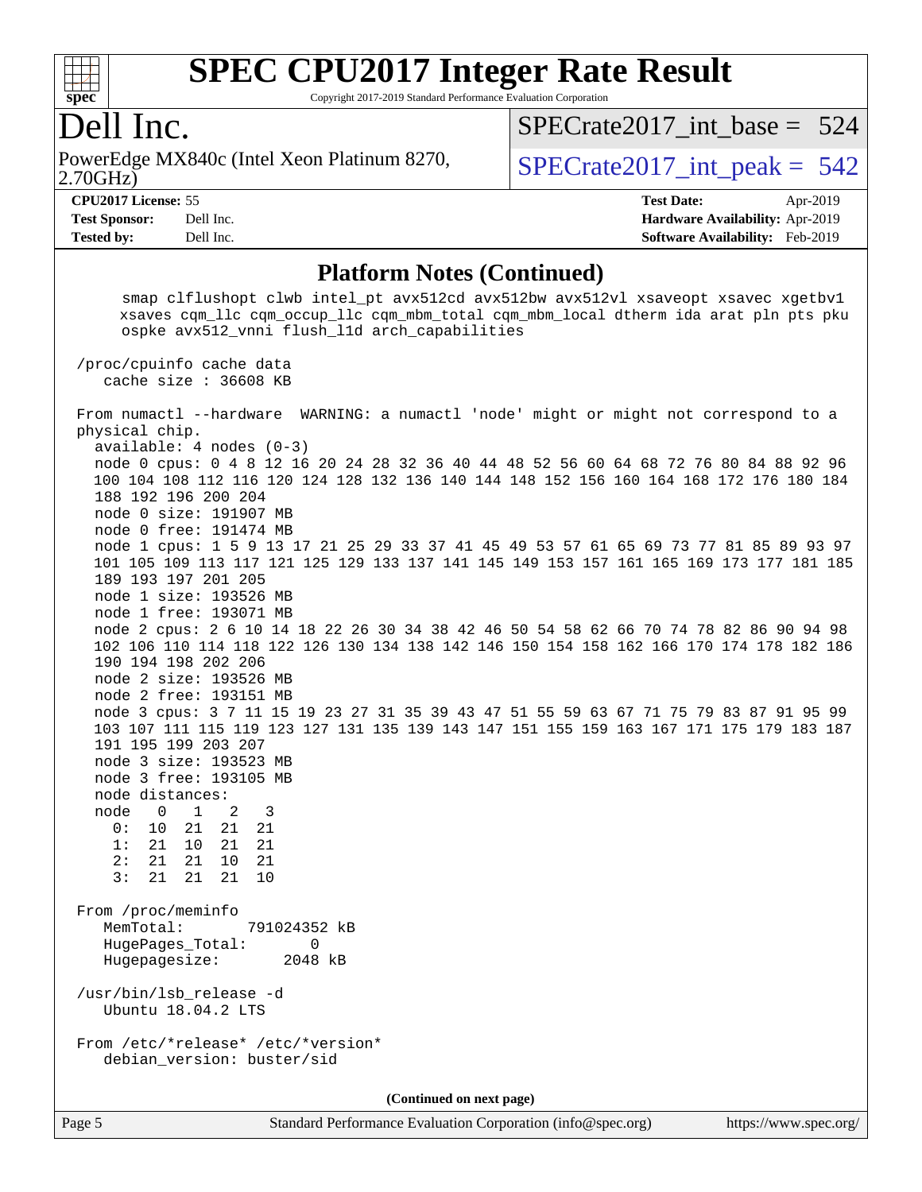## Platform Notes (Continued)

```
     smap clflushopt clwb intel_pt avx512cd avx512bw avx512vl xsaveopt xsavec xgetbv1
     xsaves cqm_llc cqm_occup_llc cqm_mbm_total cqm_mbm_local dtherm ida arat pln pts pku
     ospke avx512_vnni flush_l1d arch_capabilities

 /proc/cpuinfo cache data
    cache size : 36608 KB

 From numactl --hardware  WARNING: a numactl 'node' might or might not correspond to a
 physical chip.
   available: 4 nodes (0-3)
   node 0 cpus: 0 4 8 12 16 20 24 28 32 36 40 44 48 52 56 60 64 68 72 76 80 84 88 92 96
   100 104 108 112 116 120 124 128 132 136 140 144 148 152 156 160 164 168 172 176 180 184
   188 192 196 200 204
   node 0 size: 191907 MB
   node 0 free: 191474 MB
   node 1 cpus: 1 5 9 13 17 21 25 29 33 37 41 45 49 53 57 61 65 69 73 77 81 85 89 93 97
   101 105 109 113 117 121 125 129 133 137 141 145 149 153 157 161 165 169 173 177 181 185
   189 193 197 201 205
   node 1 size: 193526 MB
   node 1 free: 193071 MB
   node 2 cpus: 2 6 10 14 18 22 26 30 34 38 42 46 50 54 58 62 66 70 74 78 82 86 90 94 98
   102 106 110 114 118 122 126 130 134 138 142 146 150 154 158 162 166 170 174 178 182 186
   190 194 198 202 206
   node 2 size: 193526 MB
   node 2 free: 193151 MB
   node 3 cpus: 3 7 11 15 19 23 27 31 35 39 43 47 51 55 59 63 67 71 75 79 83 87 91 95 99
   103 107 111 115 119 123 127 131 135 139 143 147 151 155 159 163 167 171 175 179 183 187
   191 195 199 203 207
   node 3 size: 193523 MB
   node 3 free: 193105 MB
   node distances:
   node   0   1   2   3
     0:  10  21  21  21
     1:  21  10  21  21
     2:  21  21  10  21
     3:  21  21  21  10

 From /proc/meminfo
    MemTotal:       791024352 kB
    HugePages_Total:       0
    Hugepagesize:       2048 kB

 /usr/bin/lsb_release -d
    Ubuntu 18.04.2 LTS

 From /etc/*release* /etc/*version*
    debian_version: buster/sid
```

(Continued on next page)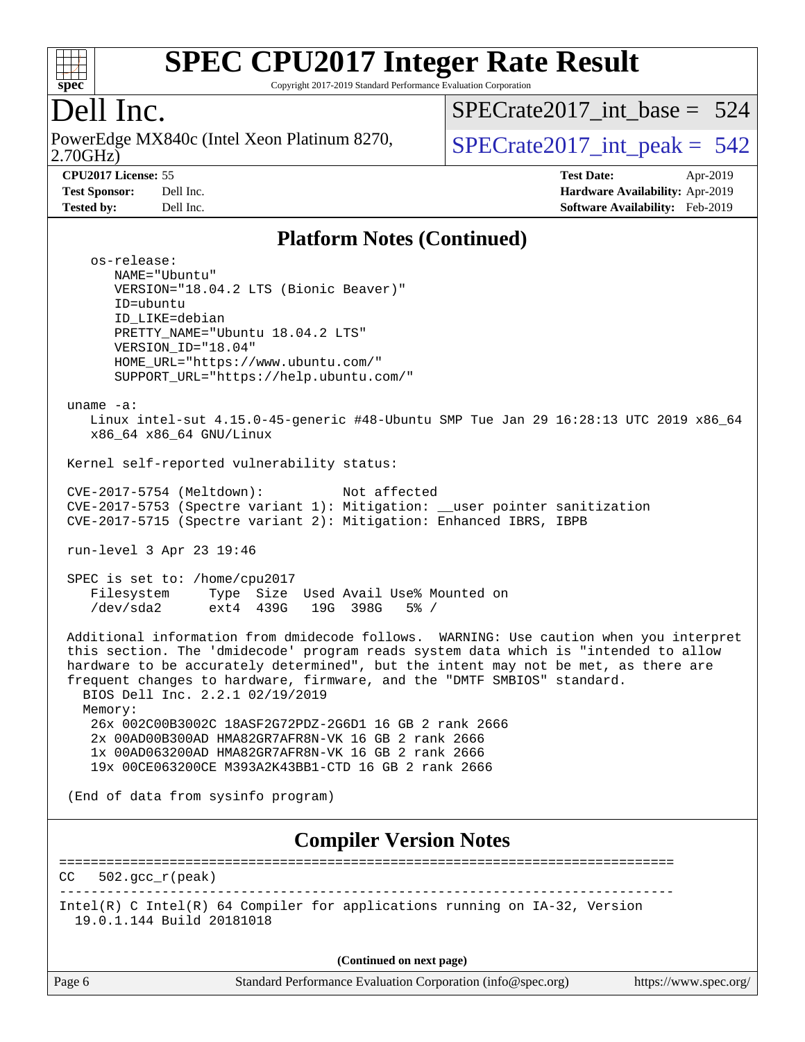## Platform Notes (Continued)

```
    os-release:
       NAME="Ubuntu"
       VERSION="18.04.2 LTS (Bionic Beaver)"
       ID=ubuntu
       ID_LIKE=debian
       PRETTY_NAME="Ubuntu 18.04.2 LTS"
       VERSION_ID="18.04"
       HOME_URL="https://www.ubuntu.com/"
       SUPPORT_URL="https://help.ubuntu.com/"

 uname -a:
    Linux intel-sut 4.15.0-45-generic #48-Ubuntu SMP Tue Jan 29 16:28:13 UTC 2019 x86_64
    x86_64 x86_64 GNU/Linux

 Kernel self-reported vulnerability status:

 CVE-2017-5754 (Meltdown):          Not affected
 CVE-2017-5753 (Spectre variant 1): Mitigation: __user pointer sanitization
 CVE-2017-5715 (Spectre variant 2): Mitigation: Enhanced IBRS, IBPB

 run-level 3 Apr 23 19:46

 SPEC is set to: /home/cpu2017
    Filesystem     Type  Size  Used Avail Use% Mounted on
    /dev/sda2      ext4  439G   19G  398G   5% /

 Additional information from dmidecode follows.  WARNING: Use caution when you interpret
 this section. The 'dmidecode' program reads system data which is "intended to allow
 hardware to be accurately determined", but the intent may not be met, as there are
 frequent changes to hardware, firmware, and the "DMTF SMBIOS" standard.
   BIOS Dell Inc. 2.2.1 02/19/2019
   Memory:
    26x 002C00B3002C 18ASF2G72PDZ-2G6D1 16 GB 2 rank 2666
    2x 00AD00B300AD HMA82GR7AFR8N-VK 16 GB 2 rank 2666
    1x 00AD063200AD HMA82GR7AFR8N-VK 16 GB 2 rank 2666
    19x 00CE063200CE M393A2K43BB1-CTD 16 GB 2 rank 2666

 (End of data from sysinfo program)
```

## Compiler Version Notes

```
==============================================================================
CC  502.gcc_r(peak)
------------------------------------------------------------------------------
Intel(R) C Intel(R) 64 Compiler for applications running on IA-32, Version
  19.0.1.144 Build 20181018
```

**(Continued on next page)**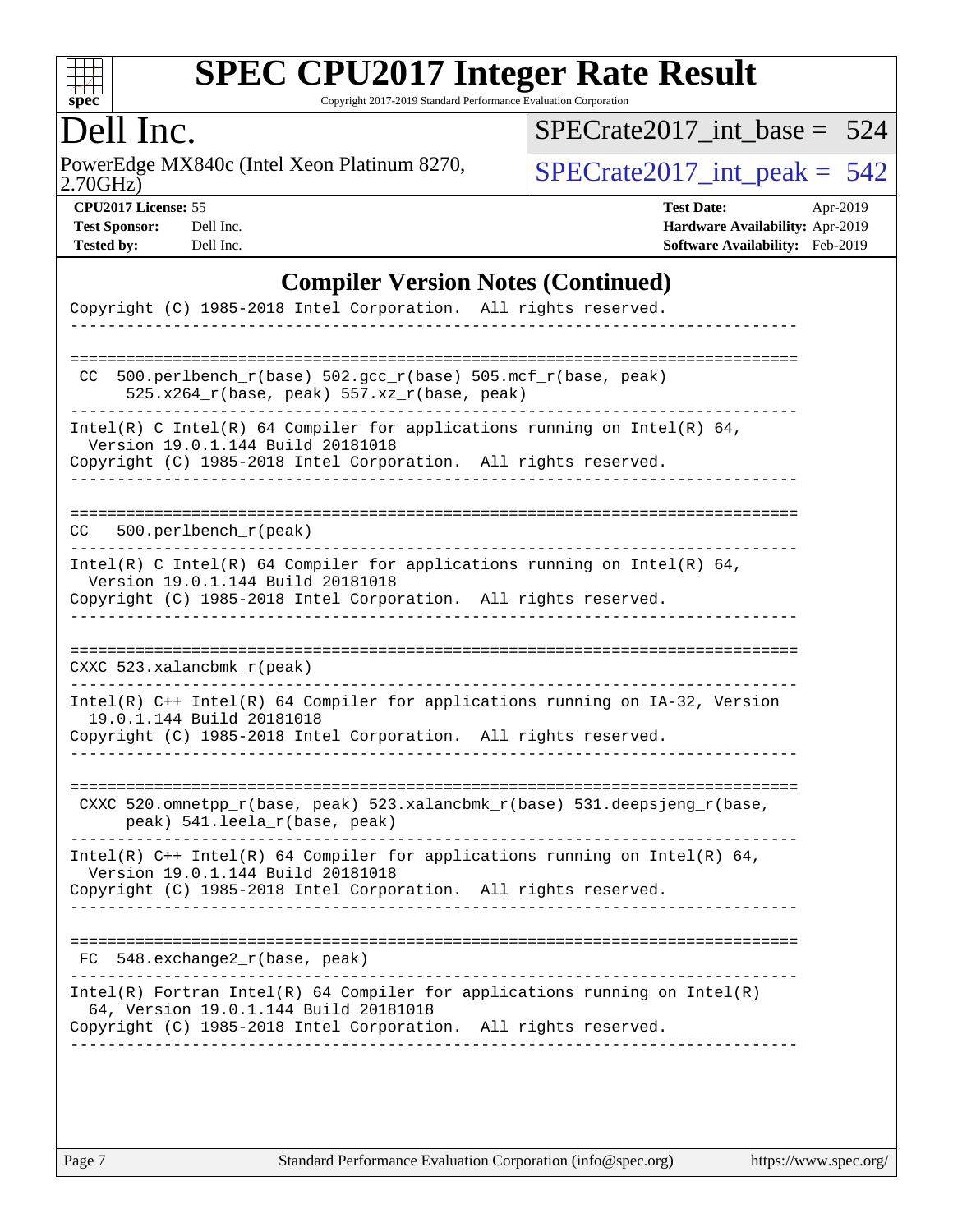# SPEC CPU2017 Integer Rate Result

Copyright 2017-2019 Standard Performance Evaluation Corporation

## Dell Inc.

PowerEdge MX840c (Intel Xeon Platinum 8270, 2.70GHz)

SPECrate2017_int_base = 524

SPECrate2017_int_peak = 542

**CPU2017 License:** 55
**Test Sponsor:** Dell Inc.
**Tested by:** Dell Inc.

**Test Date:** Apr-2019
**Hardware Availability:** Apr-2019
**Software Availability:** Feb-2019

## Compiler Version Notes (Continued)

```
Copyright (C) 1985-2018 Intel Corporation.  All rights reserved.
------------------------------------------------------------------------------

==============================================================================
 CC  500.perlbench_r(base) 502.gcc_r(base) 505.mcf_r(base, peak)
      525.x264_r(base, peak) 557.xz_r(base, peak)
------------------------------------------------------------------------------
Intel(R) C Intel(R) 64 Compiler for applications running on Intel(R) 64,
  Version 19.0.1.144 Build 20181018
Copyright (C) 1985-2018 Intel Corporation.  All rights reserved.
------------------------------------------------------------------------------

==============================================================================
CC   500.perlbench_r(peak)
------------------------------------------------------------------------------
Intel(R) C Intel(R) 64 Compiler for applications running on Intel(R) 64,
  Version 19.0.1.144 Build 20181018
Copyright (C) 1985-2018 Intel Corporation.  All rights reserved.
------------------------------------------------------------------------------

==============================================================================
CXXC 523.xalancbmk_r(peak)
------------------------------------------------------------------------------
Intel(R) C++ Intel(R) 64 Compiler for applications running on IA-32, Version
  19.0.1.144 Build 20181018
Copyright (C) 1985-2018 Intel Corporation.  All rights reserved.
------------------------------------------------------------------------------

==============================================================================
 CXXC 520.omnetpp_r(base, peak) 523.xalancbmk_r(base) 531.deepsjeng_r(base,
      peak) 541.leela_r(base, peak)
------------------------------------------------------------------------------
Intel(R) C++ Intel(R) 64 Compiler for applications running on Intel(R) 64,
  Version 19.0.1.144 Build 20181018
Copyright (C) 1985-2018 Intel Corporation.  All rights reserved.
------------------------------------------------------------------------------

==============================================================================
 FC  548.exchange2_r(base, peak)
------------------------------------------------------------------------------
Intel(R) Fortran Intel(R) 64 Compiler for applications running on Intel(R)
  64, Version 19.0.1.144 Build 20181018
Copyright (C) 1985-2018 Intel Corporation.  All rights reserved.
------------------------------------------------------------------------------
```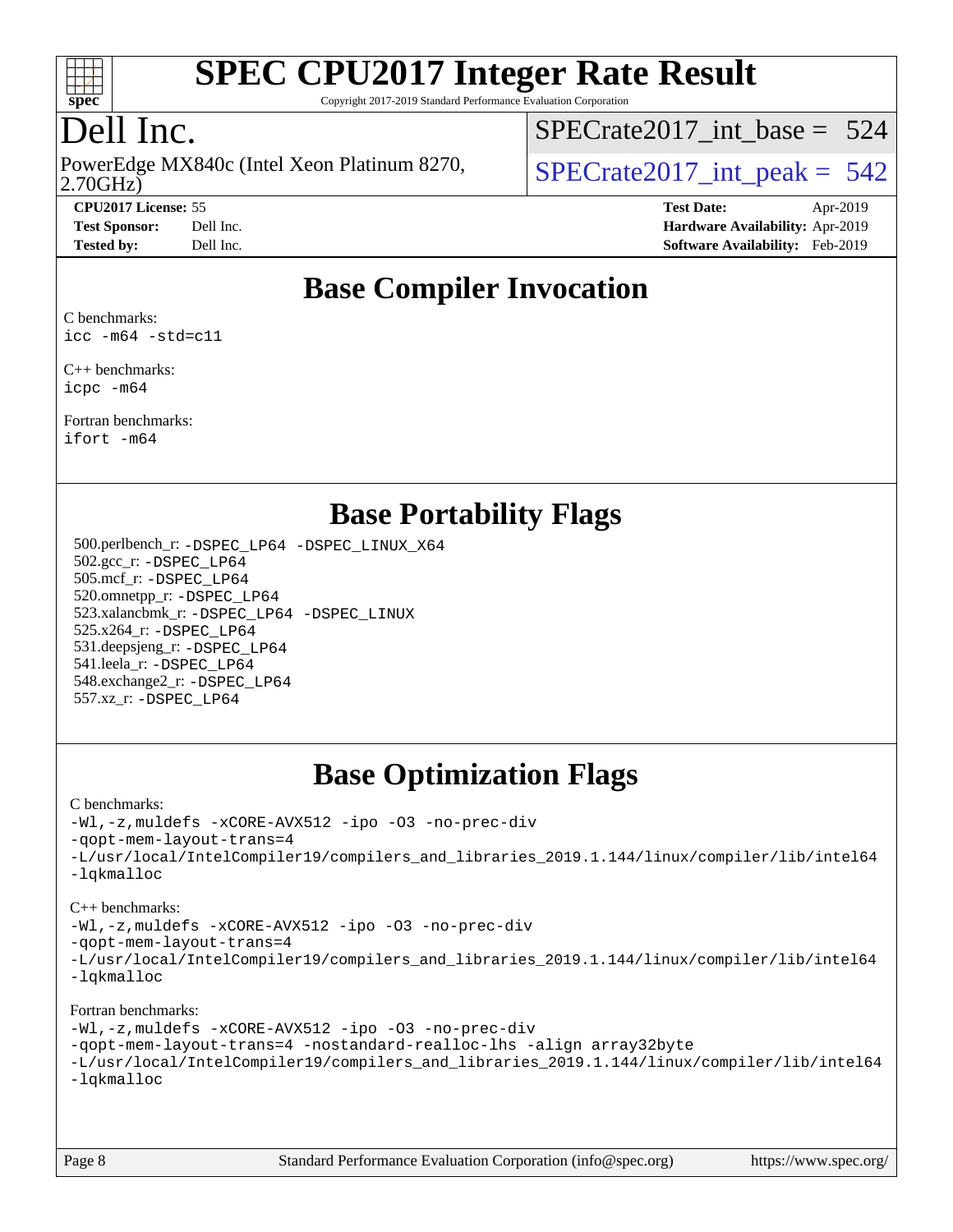# SPEC CPU2017 Integer Rate Result

Copyright 2017-2019 Standard Performance Evaluation Corporation

## Dell Inc.

PowerEdge MX840c (Intel Xeon Platinum 8270, 2.70GHz)

SPECrate2017_int_base = 524

SPECrate2017_int_peak = 542

**CPU2017 License:** 55
**Test Sponsor:** Dell Inc.
**Tested by:** Dell Inc.

**Test Date:** Apr-2019
**Hardware Availability:** Apr-2019
**Software Availability:** Feb-2019

## Base Compiler Invocation

C benchmarks:
```
icc -m64 -std=c11
```

C++ benchmarks:
```
icpc -m64
```

Fortran benchmarks:
```
ifort -m64
```

## Base Portability Flags

500.perlbench_r: -DSPEC_LP64 -DSPEC_LINUX_X64
502.gcc_r: -DSPEC_LP64
505.mcf_r: -DSPEC_LP64
520.omnetpp_r: -DSPEC_LP64
523.xalancbmk_r: -DSPEC_LP64 -DSPEC_LINUX
525.x264_r: -DSPEC_LP64
531.deepsjeng_r: -DSPEC_LP64
541.leela_r: -DSPEC_LP64
548.exchange2_r: -DSPEC_LP64
557.xz_r: -DSPEC_LP64

## Base Optimization Flags

C benchmarks:
```
-Wl,-z,muldefs -xCORE-AVX512 -ipo -O3 -no-prec-div
-qopt-mem-layout-trans=4
-L/usr/local/IntelCompiler19/compilers_and_libraries_2019.1.144/linux/compiler/lib/intel64
-lqkmalloc
```

C++ benchmarks:
```
-Wl,-z,muldefs -xCORE-AVX512 -ipo -O3 -no-prec-div
-qopt-mem-layout-trans=4
-L/usr/local/IntelCompiler19/compilers_and_libraries_2019.1.144/linux/compiler/lib/intel64
-lqkmalloc
```

Fortran benchmarks:
```
-Wl,-z,muldefs -xCORE-AVX512 -ipo -O3 -no-prec-div
-qopt-mem-layout-trans=4 -nostandard-realloc-lhs -align array32byte
-L/usr/local/IntelCompiler19/compilers_and_libraries_2019.1.144/linux/compiler/lib/intel64
-lqkmalloc
```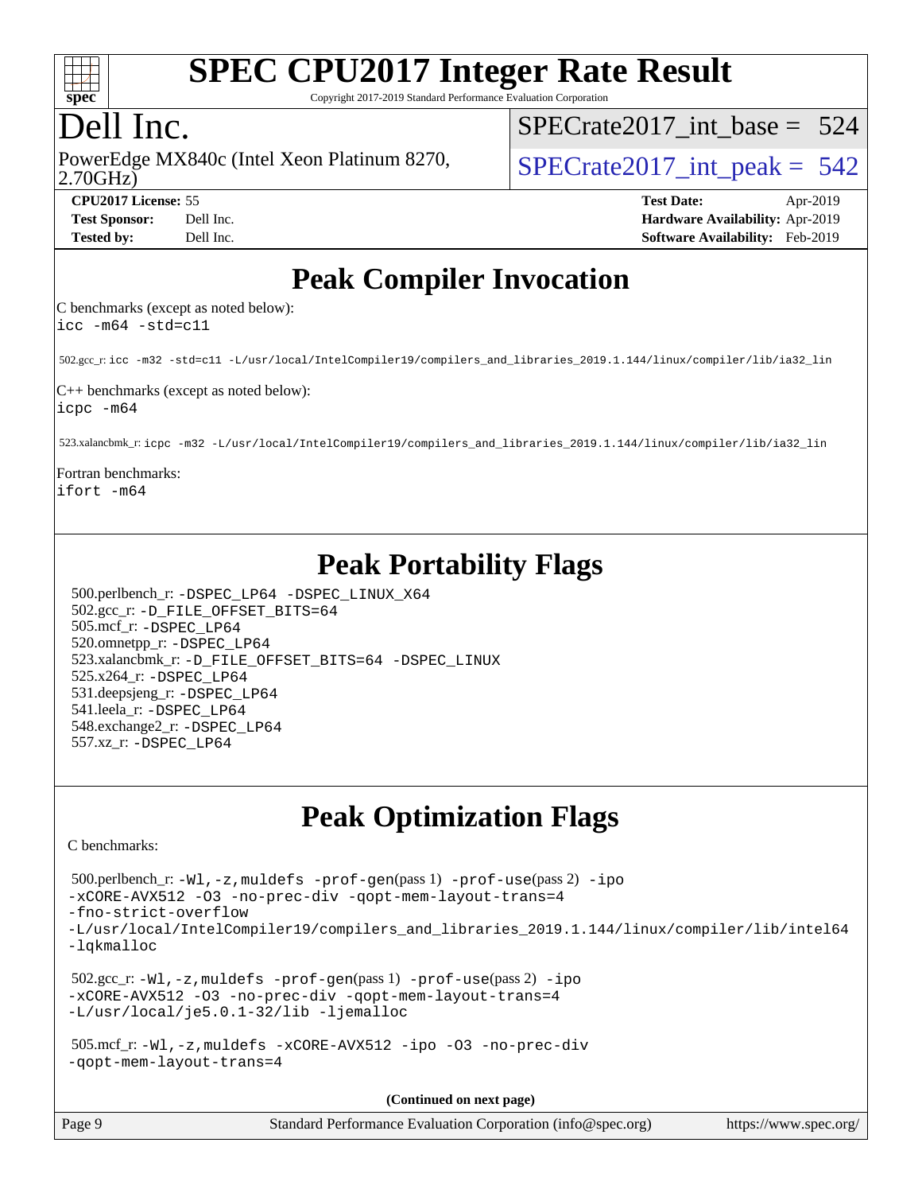# SPEC CPU2017 Integer Rate Result

Copyright 2017-2019 Standard Performance Evaluation Corporation

## Dell Inc.

PowerEdge MX840c (Intel Xeon Platinum 8270, 2.70GHz)

SPECrate2017_int_base = 524

SPECrate2017_int_peak = 542

**CPU2017 License:** 55
**Test Sponsor:** Dell Inc.
**Tested by:** Dell Inc.

**Test Date:** Apr-2019
**Hardware Availability:** Apr-2019
**Software Availability:** Feb-2019

## Peak Compiler Invocation

C benchmarks (except as noted below):
`icc -m64 -std=c11`

502.gcc_r: `icc -m32 -std=c11 -L/usr/local/IntelCompiler19/compilers_and_libraries_2019.1.144/linux/compiler/lib/ia32_lin`

C++ benchmarks (except as noted below):
`icpc -m64`

523.xalancbmk_r: `icpc -m32 -L/usr/local/IntelCompiler19/compilers_and_libraries_2019.1.144/linux/compiler/lib/ia32_lin`

Fortran benchmarks:
`ifort -m64`

## Peak Portability Flags

500.perlbench_r: `-DSPEC_LP64 -DSPEC_LINUX_X64`
502.gcc_r: `-D_FILE_OFFSET_BITS=64`
505.mcf_r: `-DSPEC_LP64`
520.omnetpp_r: `-DSPEC_LP64`
523.xalancbmk_r: `-D_FILE_OFFSET_BITS=64 -DSPEC_LINUX`
525.x264_r: `-DSPEC_LP64`
531.deepsjeng_r: `-DSPEC_LP64`
541.leela_r: `-DSPEC_LP64`
548.exchange2_r: `-DSPEC_LP64`
557.xz_r: `-DSPEC_LP64`

## Peak Optimization Flags

C benchmarks:

500.perlbench_r: `-Wl,-z,muldefs -prof-gen`(pass 1) `-prof-use`(pass 2) `-ipo -xCORE-AVX512 -O3 -no-prec-div -qopt-mem-layout-trans=4 -fno-strict-overflow -L/usr/local/IntelCompiler19/compilers_and_libraries_2019.1.144/linux/compiler/lib/intel64 -lqkmalloc`

502.gcc_r: `-Wl,-z,muldefs -prof-gen`(pass 1) `-prof-use`(pass 2) `-ipo -xCORE-AVX512 -O3 -no-prec-div -qopt-mem-layout-trans=4 -L/usr/local/je5.0.1-32/lib -ljemalloc`

505.mcf_r: `-Wl,-z,muldefs -xCORE-AVX512 -ipo -O3 -no-prec-div -qopt-mem-layout-trans=4`

**(Continued on next page)**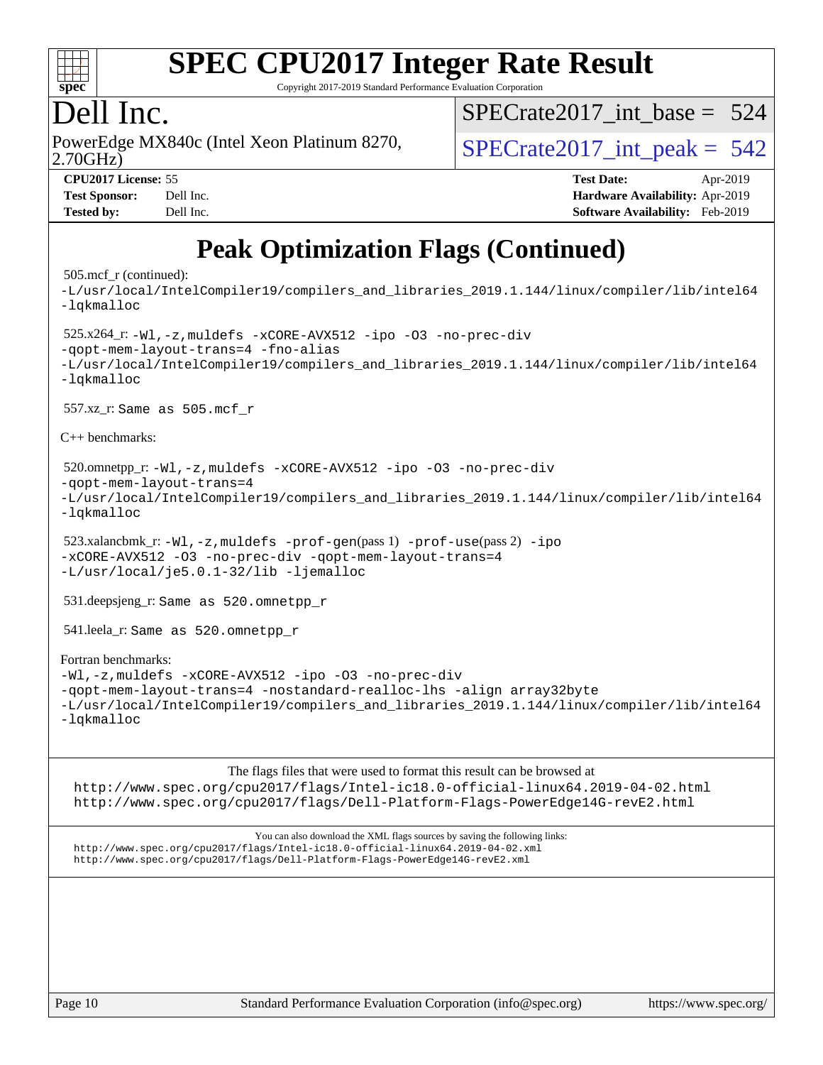# SPEC CPU2017 Integer Rate Result

Copyright 2017-2019 Standard Performance Evaluation Corporation

## Dell Inc.

PowerEdge MX840c (Intel Xeon Platinum 8270, 2.70GHz)

SPECrate2017_int_base = 524

SPECrate2017_int_peak = 542

**CPU2017 License:** 55
**Test Sponsor:** Dell Inc.
**Tested by:** Dell Inc.

**Test Date:** Apr-2019
**Hardware Availability:** Apr-2019
**Software Availability:** Feb-2019

# Peak Optimization Flags (Continued)

505.mcf_r (continued):
-L/usr/local/IntelCompiler19/compilers_and_libraries_2019.1.144/linux/compiler/lib/intel64
-lqkmalloc

525.x264_r: -Wl,-z,muldefs -xCORE-AVX512 -ipo -O3 -no-prec-div
-qopt-mem-layout-trans=4 -fno-alias
-L/usr/local/IntelCompiler19/compilers_and_libraries_2019.1.144/linux/compiler/lib/intel64
-lqkmalloc

557.xz_r: Same as 505.mcf_r

C++ benchmarks:

520.omnetpp_r: -Wl,-z,muldefs -xCORE-AVX512 -ipo -O3 -no-prec-div
-qopt-mem-layout-trans=4
-L/usr/local/IntelCompiler19/compilers_and_libraries_2019.1.144/linux/compiler/lib/intel64
-lqkmalloc

523.xalancbmk_r: -Wl,-z,muldefs -prof-gen(pass 1) -prof-use(pass 2) -ipo
-xCORE-AVX512 -O3 -no-prec-div -qopt-mem-layout-trans=4
-L/usr/local/je5.0.1-32/lib -ljemalloc

531.deepsjeng_r: Same as 520.omnetpp_r

541.leela_r: Same as 520.omnetpp_r

Fortran benchmarks:
-Wl,-z,muldefs -xCORE-AVX512 -ipo -O3 -no-prec-div
-qopt-mem-layout-trans=4 -nostandard-realloc-lhs -align array32byte
-L/usr/local/IntelCompiler19/compilers_and_libraries_2019.1.144/linux/compiler/lib/intel64
-lqkmalloc

The flags files that were used to format this result can be browsed at
http://www.spec.org/cpu2017/flags/Intel-ic18.0-official-linux64.2019-04-02.html
http://www.spec.org/cpu2017/flags/Dell-Platform-Flags-PowerEdge14G-revE2.html

You can also download the XML flags sources by saving the following links:
http://www.spec.org/cpu2017/flags/Intel-ic18.0-official-linux64.2019-04-02.xml
http://www.spec.org/cpu2017/flags/Dell-Platform-Flags-PowerEdge14G-revE2.xml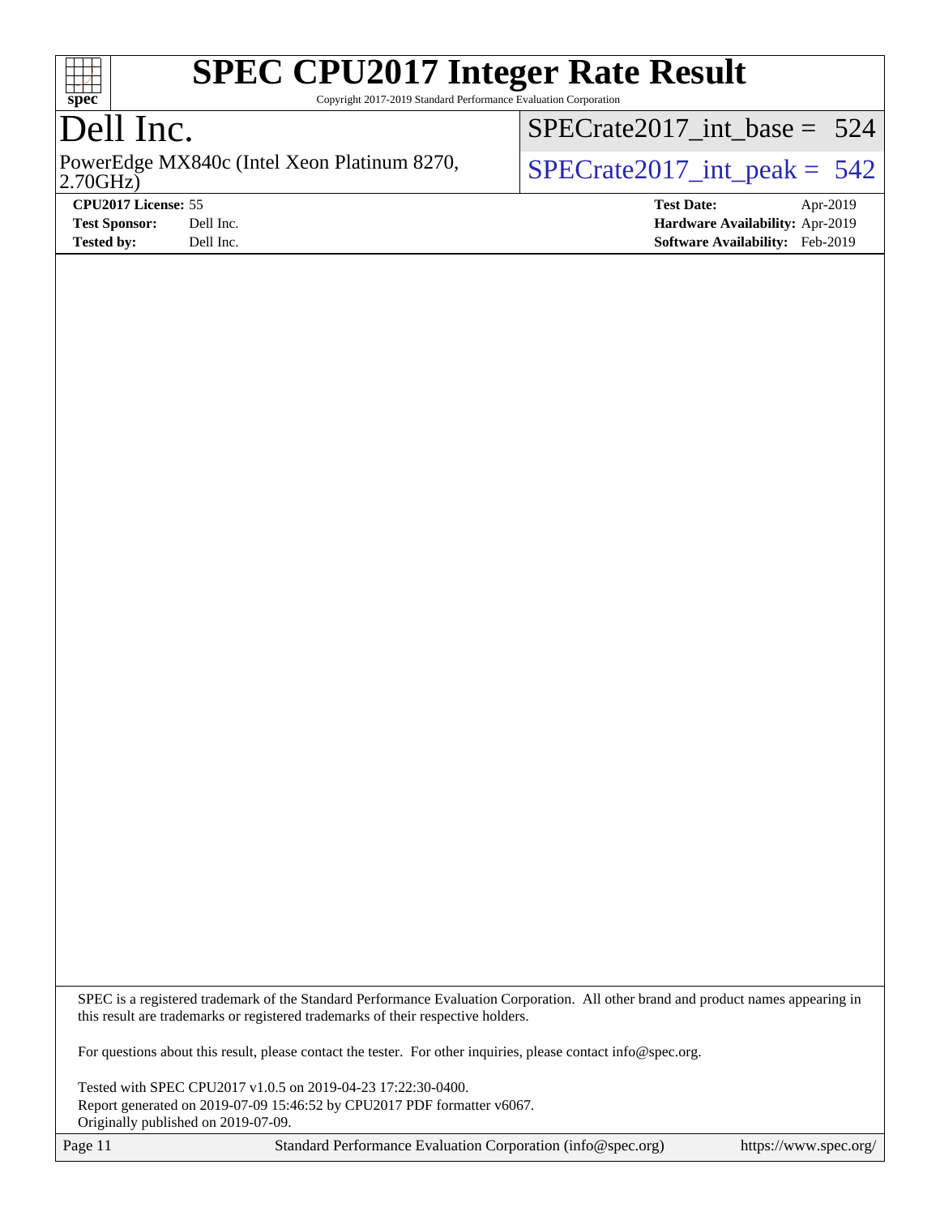SPEC is a registered trademark of the Standard Performance Evaluation Corporation. All other brand and product names appearing in this result are trademarks or registered trademarks of their respective holders.

For questions about this result, please contact the tester. For other inquiries, please contact info@spec.org.

Tested with SPEC CPU2017 v1.0.5 on 2019-04-23 17:22:30-0400.
Report generated on 2019-07-09 15:46:52 by CPU2017 PDF formatter v6067.
Originally published on 2019-07-09.